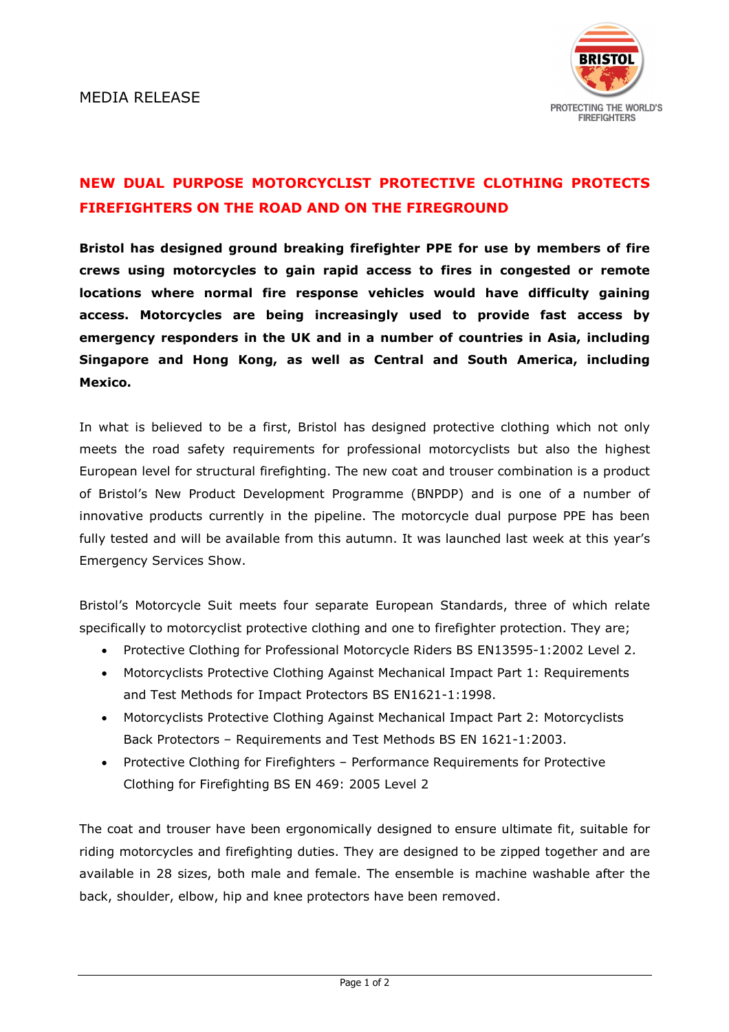MEDIA RELEASE

PROTECTING THE WORLD'S FIREFIGHTERS

# NEW DUAL PURPOSE MOTORCYCLIST PROTECTIVE CLOTHING PROTECTS FIREFIGHTERS ON THE ROAD AND ON THE FIREGROUND

**Bristol has designed ground breaking firefighter PPE for use by members of fire crews using motorcycles to gain rapid access to fires in congested or remote locations where normal fire response vehicles would have difficulty gaining access. Motorcycles are being increasingly used to provide fast access by emergency responders in the UK and in a number of countries in Asia, including Singapore and Hong Kong, as well as Central and South America, including Mexico.**

In what is believed to be a first, Bristol has designed protective clothing which not only meets the road safety requirements for professional motorcyclists but also the highest European level for structural firefighting. The new coat and trouser combination is a product of Bristol's New Product Development Programme (BNPDP) and is one of a number of innovative products currently in the pipeline. The motorcycle dual purpose PPE has been fully tested and will be available from this autumn. It was launched last week at this year's Emergency Services Show.

Bristol's Motorcycle Suit meets four separate European Standards, three of which relate specifically to motorcyclist protective clothing and one to firefighter protection. They are;

- Protective Clothing for Professional Motorcycle Riders BS EN13595-1:2002 Level 2.
- Motorcyclists Protective Clothing Against Mechanical Impact Part 1: Requirements and Test Methods for Impact Protectors BS EN1621-1:1998.
- Motorcyclists Protective Clothing Against Mechanical Impact Part 2: Motorcyclists Back Protectors – Requirements and Test Methods BS EN 1621-1:2003.
- Protective Clothing for Firefighters – Performance Requirements for Protective Clothing for Firefighting BS EN 469: 2005 Level 2

The coat and trouser have been ergonomically designed to ensure ultimate fit, suitable for riding motorcycles and firefighting duties. They are designed to be zipped together and are available in 28 sizes, both male and female. The ensemble is machine washable after the back, shoulder, elbow, hip and knee protectors have been removed.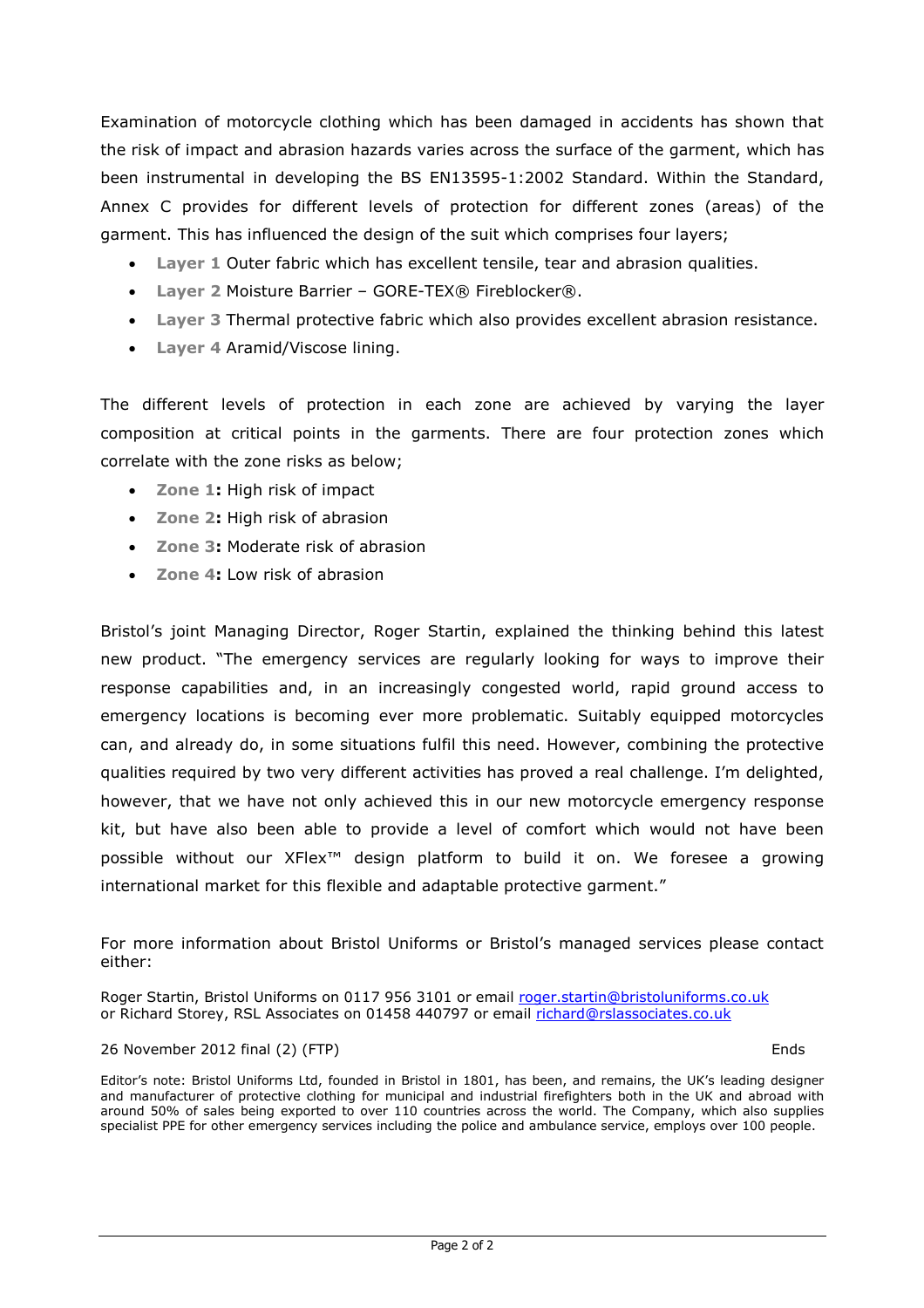Examination of motorcycle clothing which has been damaged in accidents has shown that the risk of impact and abrasion hazards varies across the surface of the garment, which has been instrumental in developing the BS EN13595-1:2002 Standard. Within the Standard, Annex C provides for different levels of protection for different zones (areas) of the garment. This has influenced the design of the suit which comprises four layers;

- **Layer 1** Outer fabric which has excellent tensile, tear and abrasion qualities.
- **Layer 2** Moisture Barrier – GORE-TEX® Fireblocker®.
- **Layer 3** Thermal protective fabric which also provides excellent abrasion resistance.
- **Layer 4** Aramid/Viscose lining.

The different levels of protection in each zone are achieved by varying the layer composition at critical points in the garments. There are four protection zones which correlate with the zone risks as below;

- **Zone 1:** High risk of impact
- **Zone 2:** High risk of abrasion
- **Zone 3:** Moderate risk of abrasion
- **Zone 4:** Low risk of abrasion

Bristol's joint Managing Director, Roger Startin, explained the thinking behind this latest new product. "The emergency services are regularly looking for ways to improve their response capabilities and, in an increasingly congested world, rapid ground access to emergency locations is becoming ever more problematic. Suitably equipped motorcycles can, and already do, in some situations fulfil this need. However, combining the protective qualities required by two very different activities has proved a real challenge. I'm delighted, however, that we have not only achieved this in our new motorcycle emergency response kit, but have also been able to provide a level of comfort which would not have been possible without our XFlex™ design platform to build it on. We foresee a growing international market for this flexible and adaptable protective garment."

For more information about Bristol Uniforms or Bristol's managed services please contact either:

Roger Startin, Bristol Uniforms on 0117 956 3101 or email roger.startin@bristoluniforms.co.uk
or Richard Storey, RSL Associates on 01458 440797 or email richard@rslassociates.co.uk

26 November 2012 final (2) (FTP) Ends

Editor's note: Bristol Uniforms Ltd, founded in Bristol in 1801, has been, and remains, the UK's leading designer and manufacturer of protective clothing for municipal and industrial firefighters both in the UK and abroad with around 50% of sales being exported to over 110 countries across the world. The Company, which also supplies specialist PPE for other emergency services including the police and ambulance service, employs over 100 people.